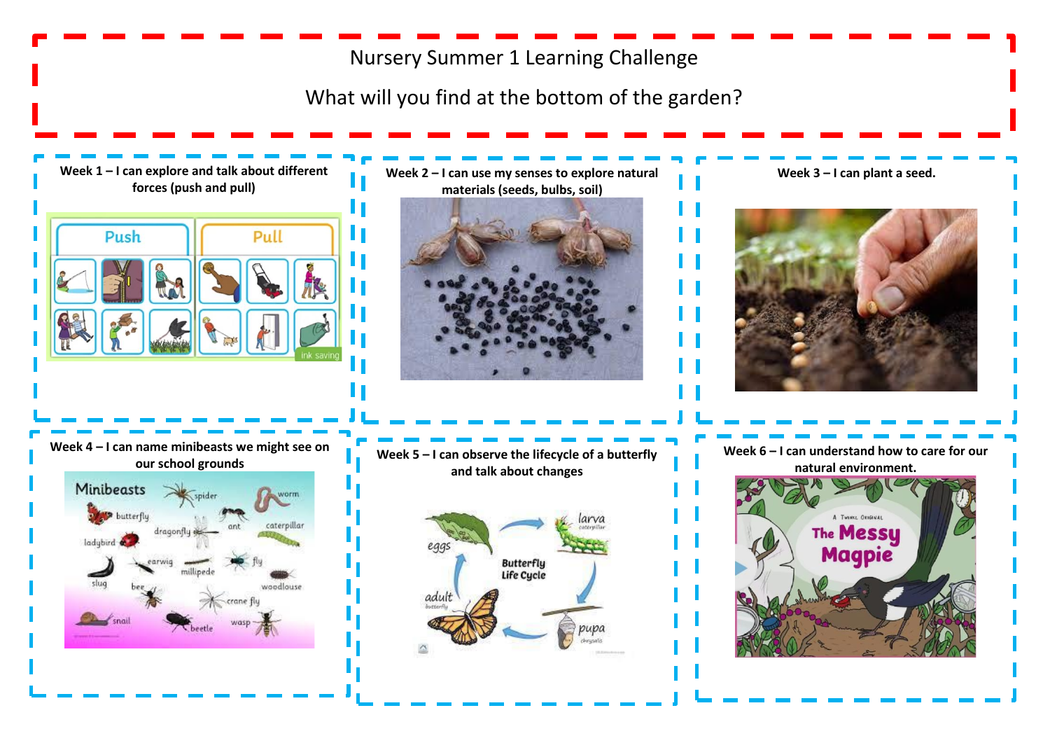# Nursery Summer 1 Learning Challenge

## What will you find at the bottom of the garden?

**Week 1 – I can explore and talk about different forces (push and pull)**

**Week 2 – I can use my senses to explore natural materials (seeds, bulbs, soil)**

**Week 3 – I can plant a seed.**

**Week 4 – I can name minibeasts we might see on our school grounds**

**Week 5 – I can observe the lifecycle of a butterfly and talk about changes**

**Week 6 – I can understand how to care for our natural environment.**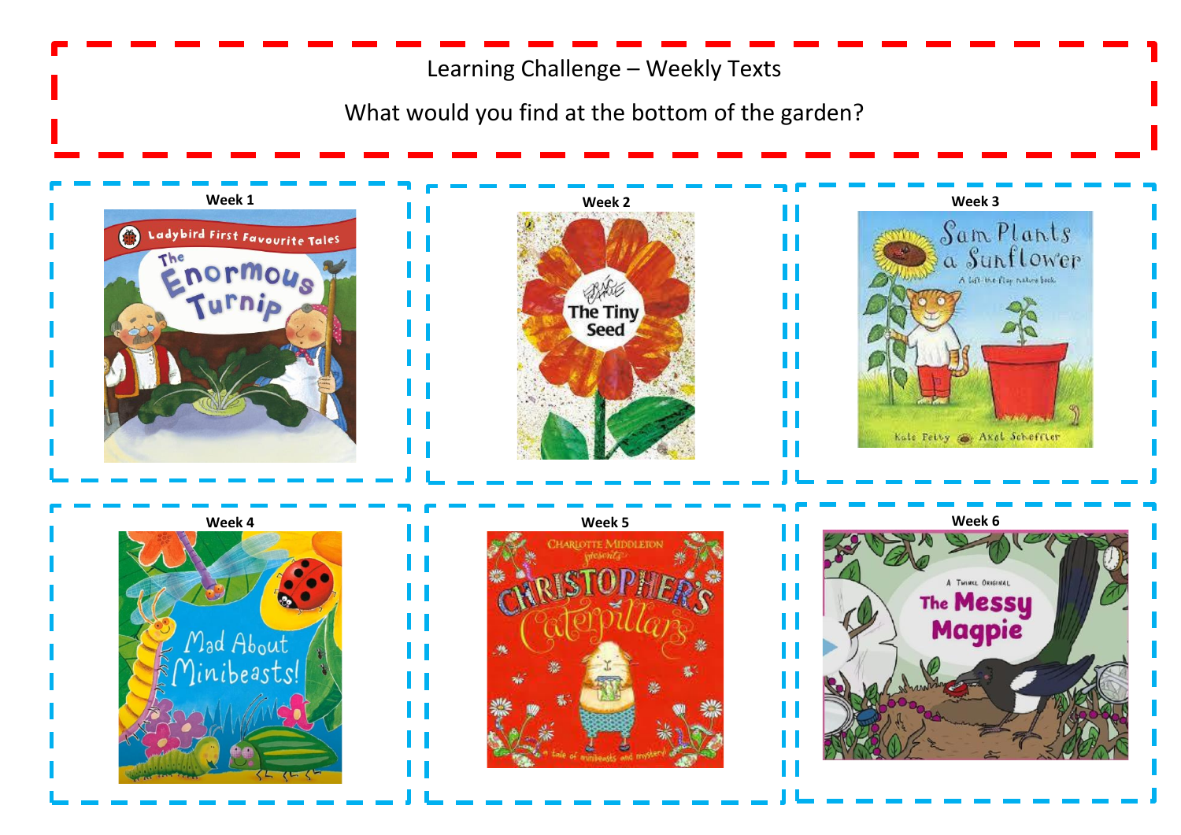Learning Challenge – Weekly Texts

What would you find at the bottom of the garden?

**Week 1**

**Week 2**

**Week 3**

**Week 4**

**Week 5**

**Week 6**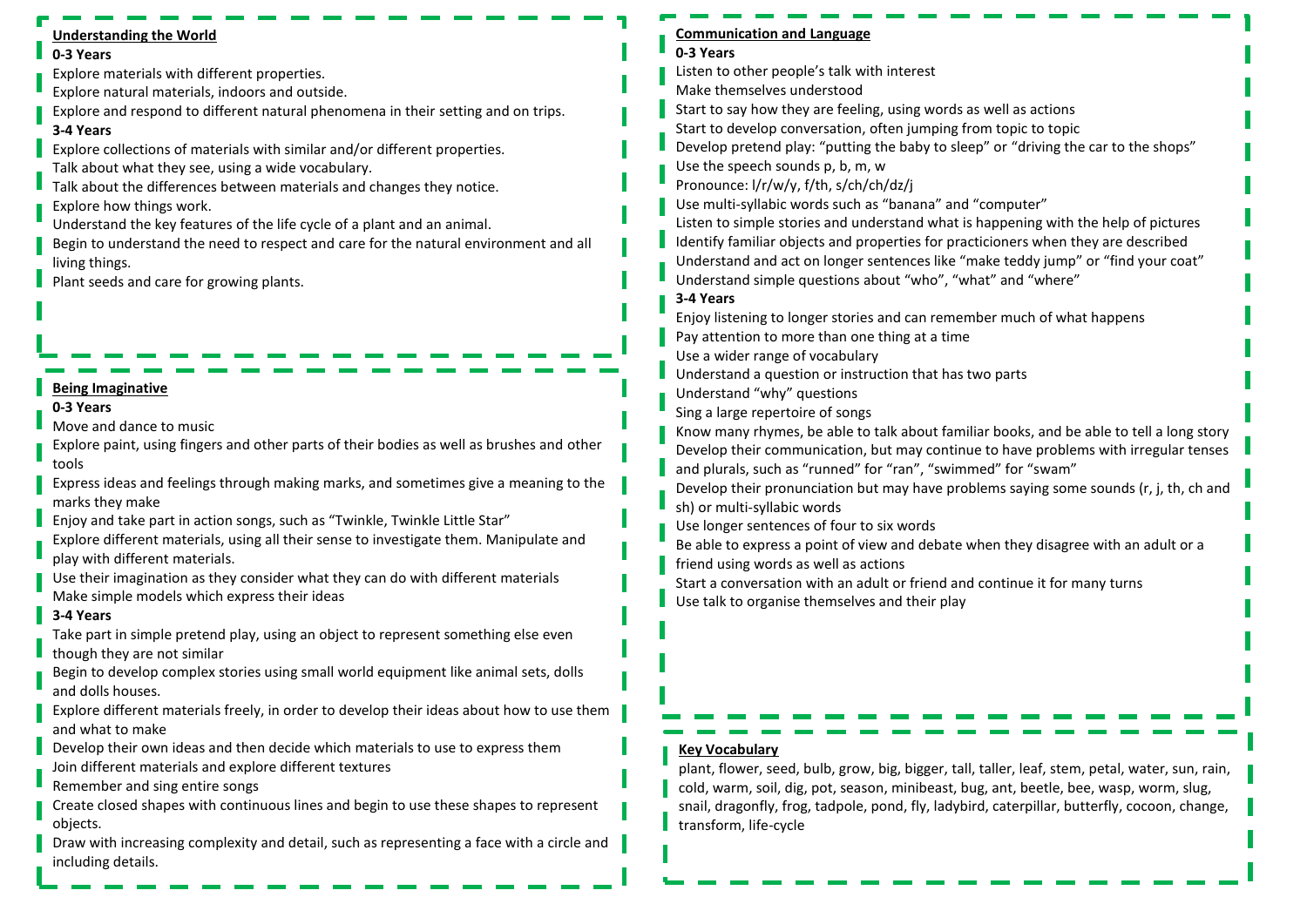## Understanding the World

**0-3 Years**

Explore materials with different properties.
Explore natural materials, indoors and outside.
Explore and respond to different natural phenomena in their setting and on trips.

**3-4 Years**

Explore collections of materials with similar and/or different properties.
Talk about what they see, using a wide vocabulary.
Talk about the differences between materials and changes they notice.
Explore how things work.
Understand the key features of the life cycle of a plant and an animal.
Begin to understand the need to respect and care for the natural environment and all living things.
Plant seeds and care for growing plants.

## Being Imaginative

**0-3 Years**

Move and dance to music
Explore paint, using fingers and other parts of their bodies as well as brushes and other tools
Express ideas and feelings through making marks, and sometimes give a meaning to the marks they make
Enjoy and take part in action songs, such as "Twinkle, Twinkle Little Star"
Explore different materials, using all their sense to investigate them. Manipulate and play with different materials.
Use their imagination as they consider what they can do with different materials
Make simple models which express their ideas

**3-4 Years**

Take part in simple pretend play, using an object to represent something else even though they are not similar
Begin to develop complex stories using small world equipment like animal sets, dolls and dolls houses.
Explore different materials freely, in order to develop their ideas about how to use them and what to make
Develop their own ideas and then decide which materials to use to express them
Join different materials and explore different textures
Remember and sing entire songs
Create closed shapes with continuous lines and begin to use these shapes to represent objects.
Draw with increasing complexity and detail, such as representing a face with a circle and including details.

## Communication and Language

**0-3 Years**

Listen to other people's talk with interest
Make themselves understood
Start to say how they are feeling, using words as well as actions
Start to develop conversation, often jumping from topic to topic
Develop pretend play: "putting the baby to sleep" or "driving the car to the shops"
Use the speech sounds p, b, m, w
Pronounce: l/r/w/y, f/th, s/ch/ch/dz/j
Use multi-syllabic words such as "banana" and "computer"
Listen to simple stories and understand what is happening with the help of pictures
Identify familiar objects and properties for practicioners when they are described
Understand and act on longer sentences like "make teddy jump" or "find your coat"
Understand simple questions about "who", "what" and "where"

**3-4 Years**

Enjoy listening to longer stories and can remember much of what happens
Pay attention to more than one thing at a time
Use a wider range of vocabulary
Understand a question or instruction that has two parts
Understand "why" questions
Sing a large repertoire of songs
Know many rhymes, be able to talk about familiar books, and be able to tell a long story
Develop their communication, but may continue to have problems with irregular tenses and plurals, such as "runned" for "ran", "swimmed" for "swam"
Develop their pronunciation but may have problems saying some sounds (r, j, th, ch and sh) or multi-syllabic words
Use longer sentences of four to six words
Be able to express a point of view and debate when they disagree with an adult or a friend using words as well as actions
Start a conversation with an adult or friend and continue it for many turns
Use talk to organise themselves and their play

## Key Vocabulary

plant, flower, seed, bulb, grow, big, bigger, tall, taller, leaf, stem, petal, water, sun, rain, cold, warm, soil, dig, pot, season, minibeast, bug, ant, beetle, bee, wasp, worm, slug, snail, dragonfly, frog, tadpole, pond, fly, ladybird, caterpillar, butterfly, cocoon, change, transform, life-cycle